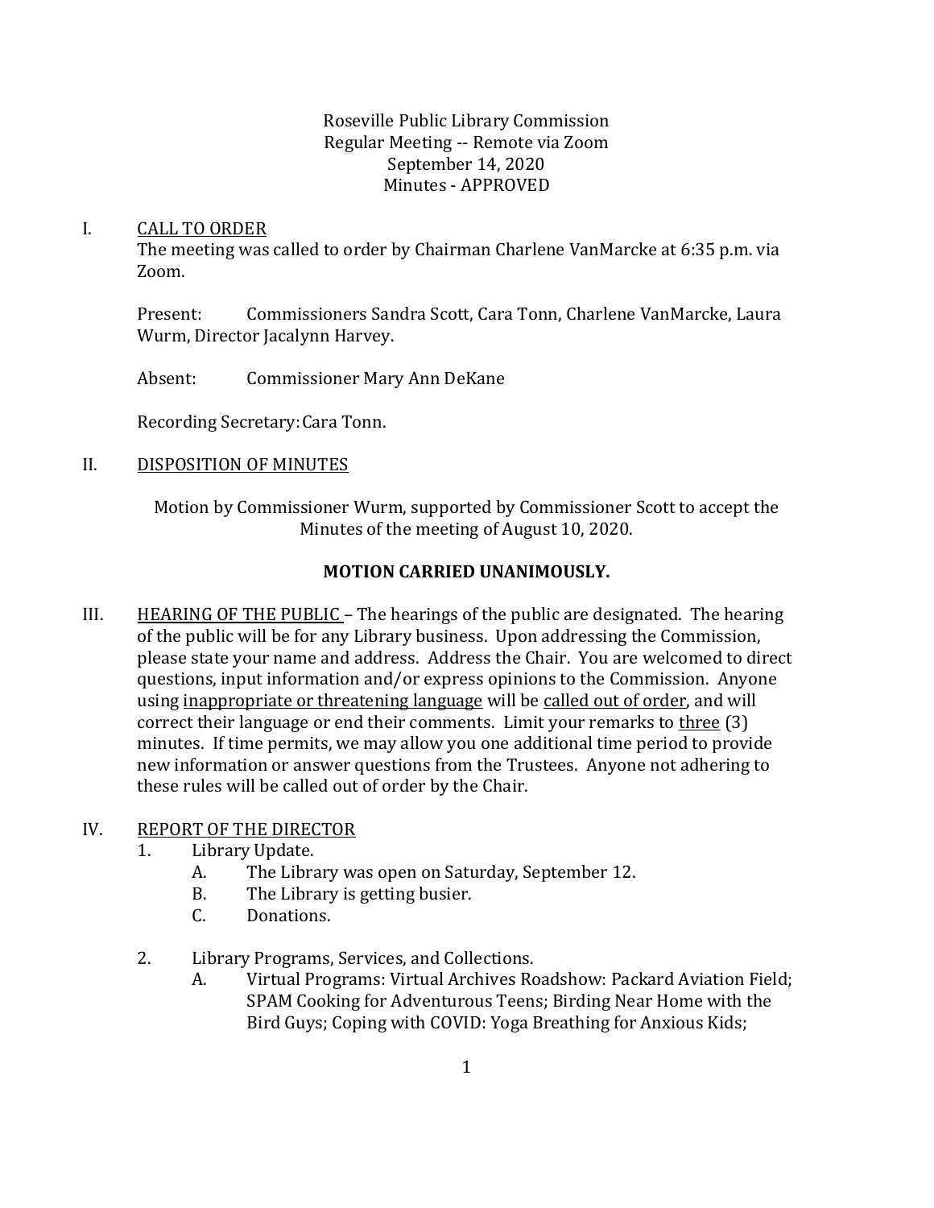Roseville Public Library Commission
Regular Meeting -- Remote via Zoom
September 14, 2020
Minutes - APPROVED

I. CALL TO ORDER

The meeting was called to order by Chairman Charlene VanMarcke at 6:35 p.m. via Zoom.

Present: Commissioners Sandra Scott, Cara Tonn, Charlene VanMarcke, Laura Wurm, Director Jacalynn Harvey.

Absent: Commissioner Mary Ann DeKane

Recording Secretary: Cara Tonn.

II. DISPOSITION OF MINUTES

Motion by Commissioner Wurm, supported by Commissioner Scott to accept the Minutes of the meeting of August 10, 2020.

**MOTION CARRIED UNANIMOUSLY.**

III. HEARING OF THE PUBLIC – The hearings of the public are designated. The hearing of the public will be for any Library business. Upon addressing the Commission, please state your name and address. Address the Chair. You are welcomed to direct questions, input information and/or express opinions to the Commission. Anyone using inappropriate or threatening language will be called out of order, and will correct their language or end their comments. Limit your remarks to three (3) minutes. If time permits, we may allow you one additional time period to provide new information or answer questions from the Trustees. Anyone not adhering to these rules will be called out of order by the Chair.

IV. REPORT OF THE DIRECTOR

1. Library Update.
   - A. The Library was open on Saturday, September 12.
   - B. The Library is getting busier.
   - C. Donations.

2. Library Programs, Services, and Collections.
   - A. Virtual Programs: Virtual Archives Roadshow: Packard Aviation Field; SPAM Cooking for Adventurous Teens; Birding Near Home with the Bird Guys; Coping with COVID: Yoga Breathing for Anxious Kids;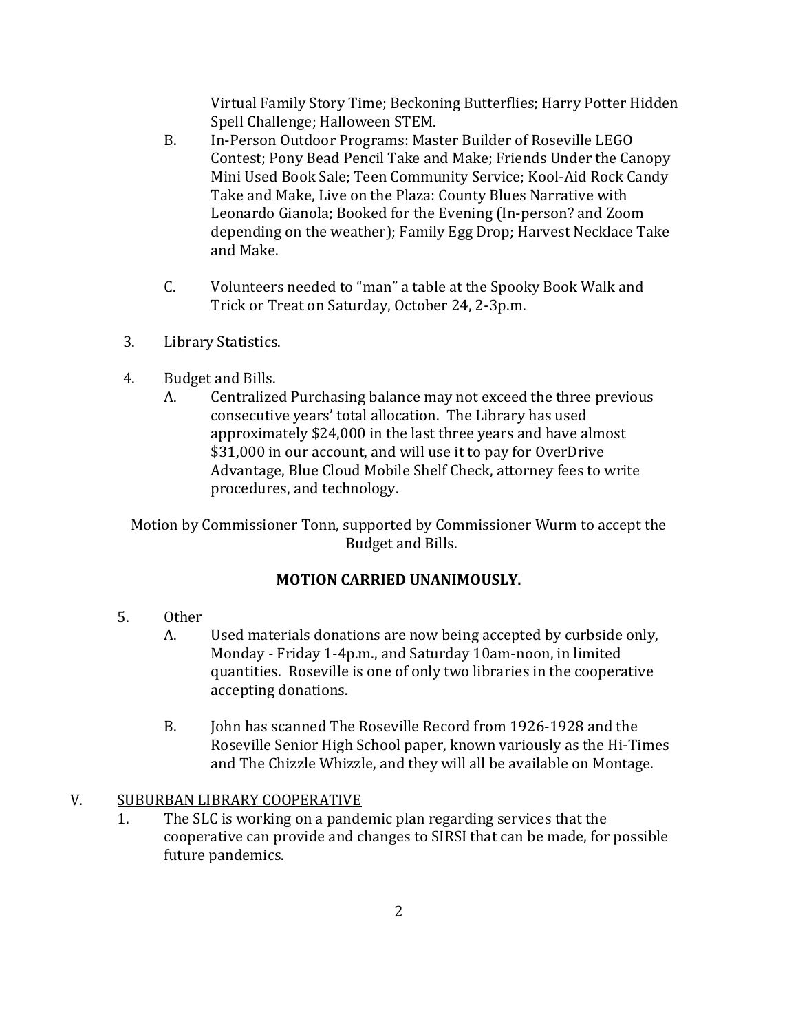Virtual Family Story Time; Beckoning Butterflies; Harry Potter Hidden Spell Challenge; Halloween STEM.

B. In-Person Outdoor Programs: Master Builder of Roseville LEGO Contest; Pony Bead Pencil Take and Make; Friends Under the Canopy Mini Used Book Sale; Teen Community Service; Kool-Aid Rock Candy Take and Make, Live on the Plaza: County Blues Narrative with Leonardo Gianola; Booked for the Evening (In-person? and Zoom depending on the weather); Family Egg Drop; Harvest Necklace Take and Make.

C. Volunteers needed to "man" a table at the Spooky Book Walk and Trick or Treat on Saturday, October 24, 2-3p.m.

3. Library Statistics.

4. Budget and Bills.

   A. Centralized Purchasing balance may not exceed the three previous consecutive years' total allocation. The Library has used approximately $24,000 in the last three years and have almost $31,000 in our account, and will use it to pay for OverDrive Advantage, Blue Cloud Mobile Shelf Check, attorney fees to write procedures, and technology.

Motion by Commissioner Tonn, supported by Commissioner Wurm to accept the Budget and Bills.

**MOTION CARRIED UNANIMOUSLY.**

5. Other

   A. Used materials donations are now being accepted by curbside only, Monday - Friday 1-4p.m., and Saturday 10am-noon, in limited quantities. Roseville is one of only two libraries in the cooperative accepting donations.

   B. John has scanned The Roseville Record from 1926-1928 and the Roseville Senior High School paper, known variously as the Hi-Times and The Chizzle Whizzle, and they will all be available on Montage.

V. <u>SUBURBAN LIBRARY COOPERATIVE</u>

1. The SLC is working on a pandemic plan regarding services that the cooperative can provide and changes to SIRSI that can be made, for possible future pandemics.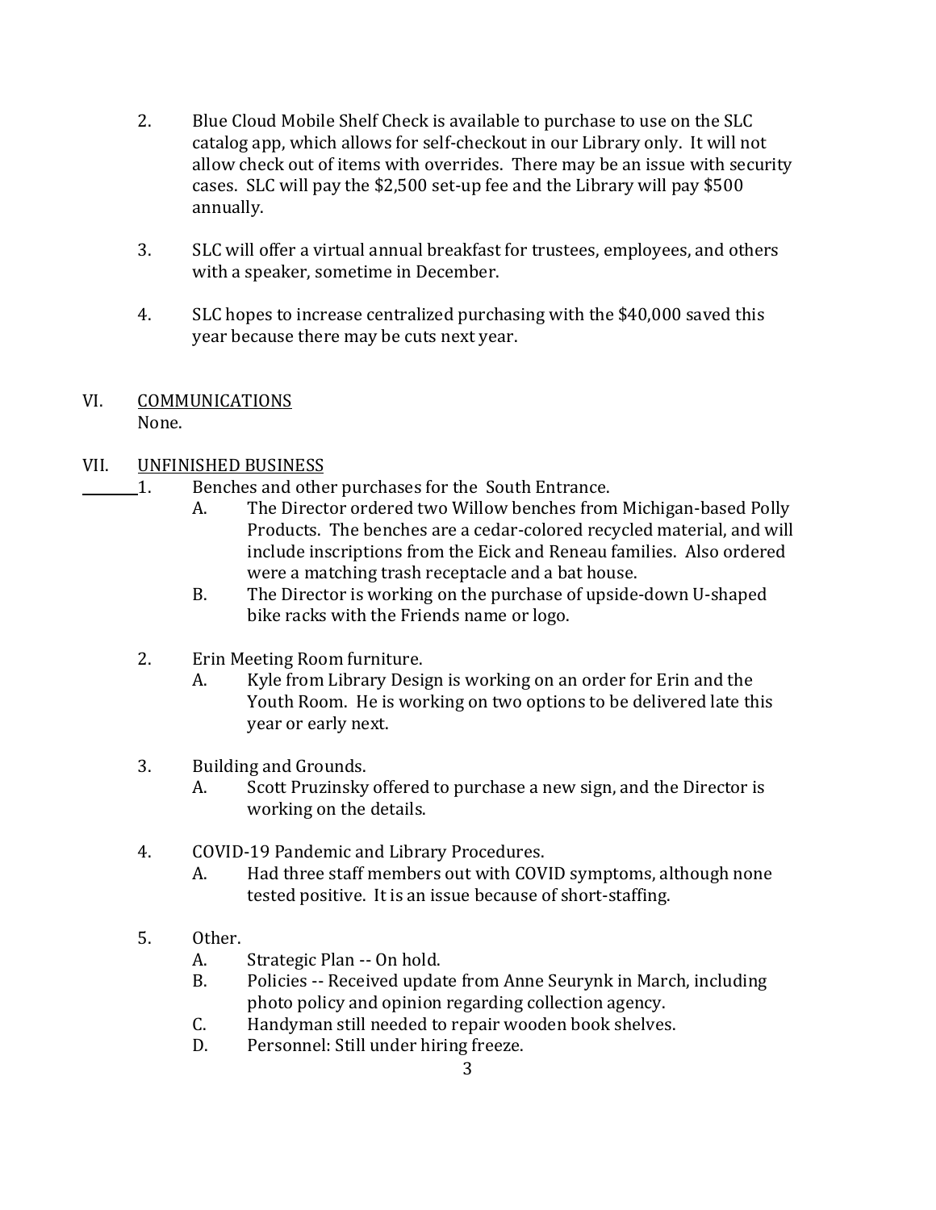2. Blue Cloud Mobile Shelf Check is available to purchase to use on the SLC catalog app, which allows for self-checkout in our Library only. It will not allow check out of items with overrides. There may be an issue with security cases. SLC will pay the $2,500 set-up fee and the Library will pay $500 annually.

3. SLC will offer a virtual annual breakfast for trustees, employees, and others with a speaker, sometime in December.

4. SLC hopes to increase centralized purchasing with the $40,000 saved this year because there may be cuts next year.

## VI. <u>COMMUNICATIONS</u>

None.

## VII. <u>UNFINISHED BUSINESS</u>

1. Benches and other purchases for the South Entrance.
   - A. The Director ordered two Willow benches from Michigan-based Polly Products. The benches are a cedar-colored recycled material, and will include inscriptions from the Eick and Reneau families. Also ordered were a matching trash receptacle and a bat house.
   - B. The Director is working on the purchase of upside-down U-shaped bike racks with the Friends name or logo.

2. Erin Meeting Room furniture.
   - A. Kyle from Library Design is working on an order for Erin and the Youth Room. He is working on two options to be delivered late this year or early next.

3. Building and Grounds.
   - A. Scott Pruzinsky offered to purchase a new sign, and the Director is working on the details.

4. COVID-19 Pandemic and Library Procedures.
   - A. Had three staff members out with COVID symptoms, although none tested positive. It is an issue because of short-staffing.

5. Other.
   - A. Strategic Plan -- On hold.
   - B. Policies -- Received update from Anne Seurynk in March, including photo policy and opinion regarding collection agency.
   - C. Handyman still needed to repair wooden book shelves.
   - D. Personnel: Still under hiring freeze.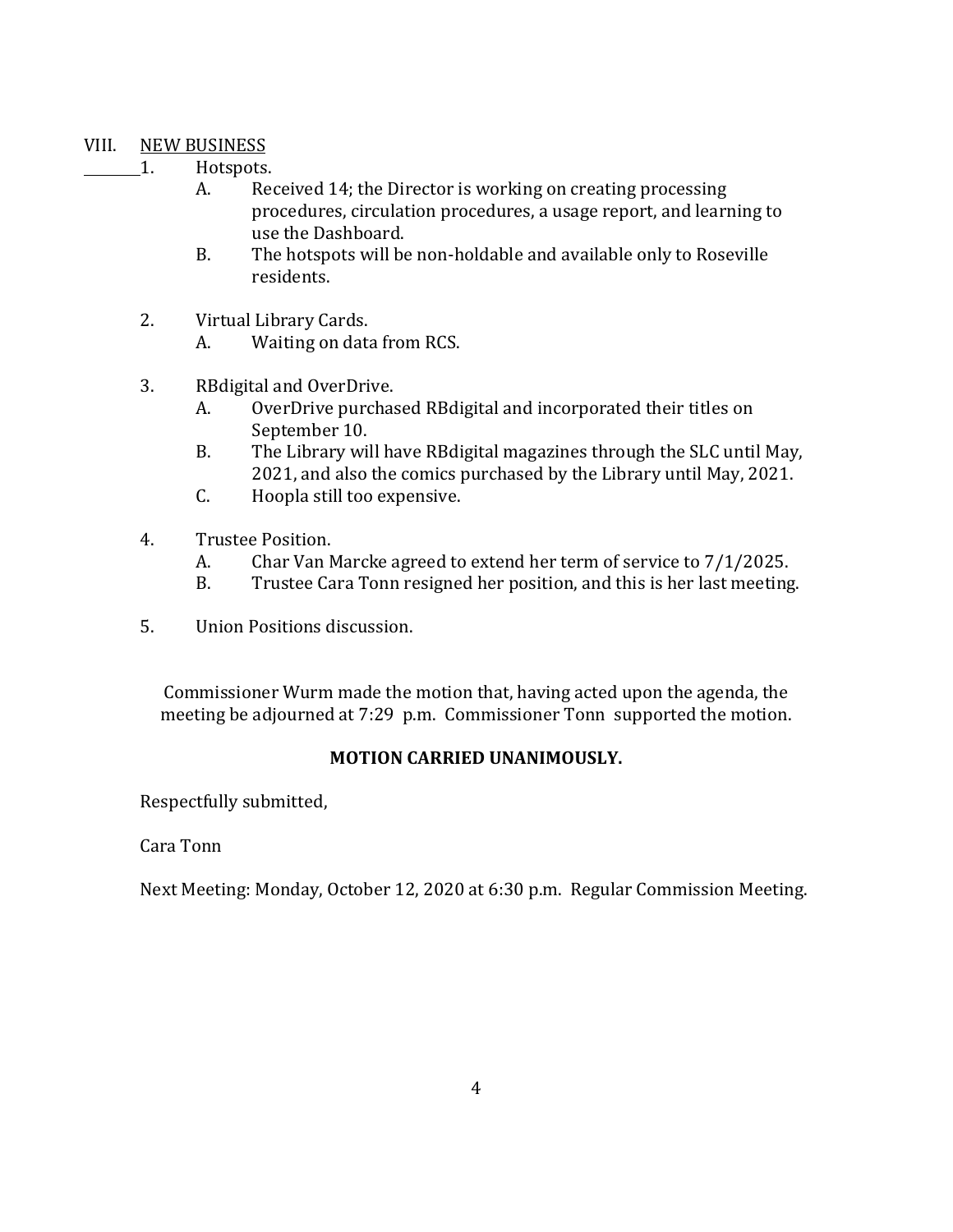## VIII. NEW BUSINESS

1. Hotspots.
    - A. Received 14; the Director is working on creating processing procedures, circulation procedures, a usage report, and learning to use the Dashboard.
    - B. The hotspots will be non-holdable and available only to Roseville residents.

2. Virtual Library Cards.
    - A. Waiting on data from RCS.

3. RBdigital and OverDrive.
    - A. OverDrive purchased RBdigital and incorporated their titles on September 10.
    - B. The Library will have RBdigital magazines through the SLC until May, 2021, and also the comics purchased by the Library until May, 2021.
    - C. Hoopla still too expensive.

4. Trustee Position.
    - A. Char Van Marcke agreed to extend her term of service to 7/1/2025.
    - B. Trustee Cara Tonn resigned her position, and this is her last meeting.

5. Union Positions discussion.

Commissioner Wurm made the motion that, having acted upon the agenda, the meeting be adjourned at 7:29 p.m. Commissioner Tonn supported the motion.

**MOTION CARRIED UNANIMOUSLY.**

Respectfully submitted,

Cara Tonn

Next Meeting: Monday, October 12, 2020 at 6:30 p.m. Regular Commission Meeting.